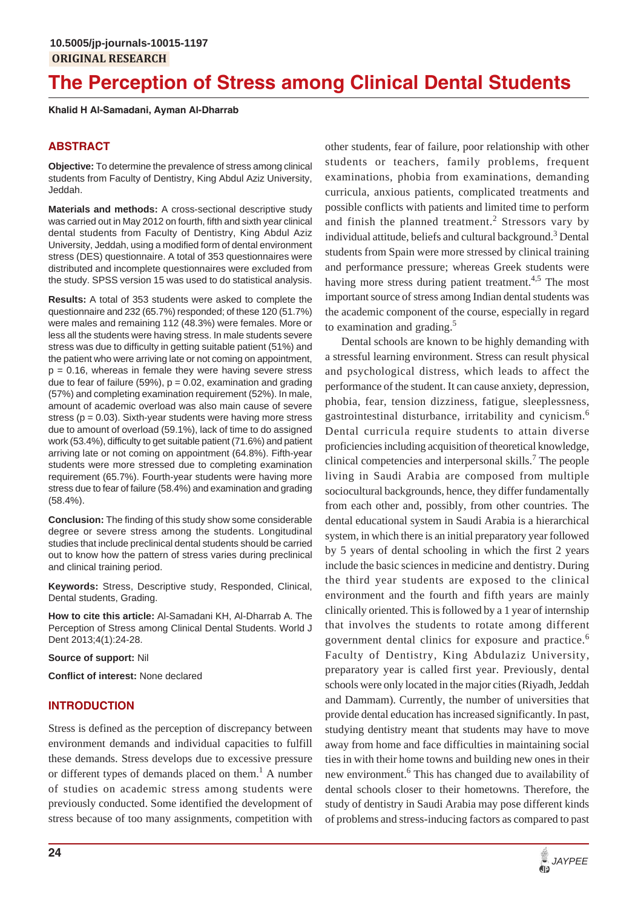10.5005/jp-journals-10015-1197

ORIGINAL RESEARCH

# The Perception of Stress among Clinical Dental Students

**Khalid H Al-Samadani, Ayman Al-Dharrab**

## ABSTRACT

**Objective:** To determine the prevalence of stress among clinical students from Faculty of Dentistry, King Abdul Aziz University, Jeddah.

**Materials and methods:** A cross-sectional descriptive study was carried out in May 2012 on fourth, fifth and sixth year clinical dental students from Faculty of Dentistry, King Abdul Aziz University, Jeddah, using a modified form of dental environment stress (DES) questionnaire. A total of 353 questionnaires were distributed and incomplete questionnaires were excluded from the study. SPSS version 15 was used to do statistical analysis.

**Results:** A total of 353 students were asked to complete the questionnaire and 232 (65.7%) responded; of these 120 (51.7%) were males and remaining 112 (48.3%) were females. More or less all the students were having stress. In male students severe stress was due to difficulty in getting suitable patient (51%) and the patient who were arriving late or not coming on appointment, $p = 0.16$, whereas in female they were having severe stress due to fear of failure (59%), $p = 0.02$, examination and grading (57%) and completing examination requirement (52%). In male, amount of academic overload was also main cause of severe stress ($p = 0.03$). Sixth-year students were having more stress due to amount of overload (59.1%), lack of time to do assigned work (53.4%), difficulty to get suitable patient (71.6%) and patient arriving late or not coming on appointment (64.8%). Fifth-year students were more stressed due to completing examination requirement (65.7%). Fourth-year students were having more stress due to fear of failure (58.4%) and examination and grading (58.4%).

**Conclusion:** The finding of this study show some considerable degree or severe stress among the students. Longitudinal studies that include preclinical dental students should be carried out to know how the pattern of stress varies during preclinical and clinical training period.

**Keywords:** Stress, Descriptive study, Responded, Clinical, Dental students, Grading.

**How to cite this article:** Al-Samadani KH, Al-Dharrab A. The Perception of Stress among Clinical Dental Students. World J Dent 2013;4(1):24-28.

**Source of support:** Nil

**Conflict of interest:** None declared

## INTRODUCTION

Stress is defined as the perception of discrepancy between environment demands and individual capacities to fulfill these demands. Stress develops due to excessive pressure or different types of demands placed on them.[1] A number of studies on academic stress among students were previously conducted. Some identified the development of stress because of too many assignments, competition with other students, fear of failure, poor relationship with other students or teachers, family problems, frequent examinations, phobia from examinations, demanding curricula, anxious patients, complicated treatments and possible conflicts with patients and limited time to perform and finish the planned treatment.[2] Stressors vary by individual attitude, beliefs and cultural background.[3] Dental students from Spain were more stressed by clinical training and performance pressure; whereas Greek students were having more stress during patient treatment.[4,5] The most important source of stress among Indian dental students was the academic component of the course, especially in regard to examination and grading.[5]

Dental schools are known to be highly demanding with a stressful learning environment. Stress can result physical and psychological distress, which leads to affect the performance of the student. It can cause anxiety, depression, phobia, fear, tension dizziness, fatigue, sleeplessness, gastrointestinal disturbance, irritability and cynicism.[6] Dental curricula require students to attain diverse proficiencies including acquisition of theoretical knowledge, clinical competencies and interpersonal skills.[7] The people living in Saudi Arabia are composed from multiple sociocultural backgrounds, hence, they differ fundamentally from each other and, possibly, from other countries. The dental educational system in Saudi Arabia is a hierarchical system, in which there is an initial preparatory year followed by 5 years of dental schooling in which the first 2 years include the basic sciences in medicine and dentistry. During the third year students are exposed to the clinical environment and the fourth and fifth years are mainly clinically oriented. This is followed by a 1 year of internship that involves the students to rotate among different government dental clinics for exposure and practice.[6] Faculty of Dentistry, King Abdulaziz University, preparatory year is called first year. Previously, dental schools were only located in the major cities (Riyadh, Jeddah and Dammam). Currently, the number of universities that provide dental education has increased significantly. In past, studying dentistry meant that students may have to move away from home and face difficulties in maintaining social ties in with their home towns and building new ones in their new environment.[6] This has changed due to availability of dental schools closer to their hometowns. Therefore, the study of dentistry in Saudi Arabia may pose different kinds of problems and stress-inducing factors as compared to past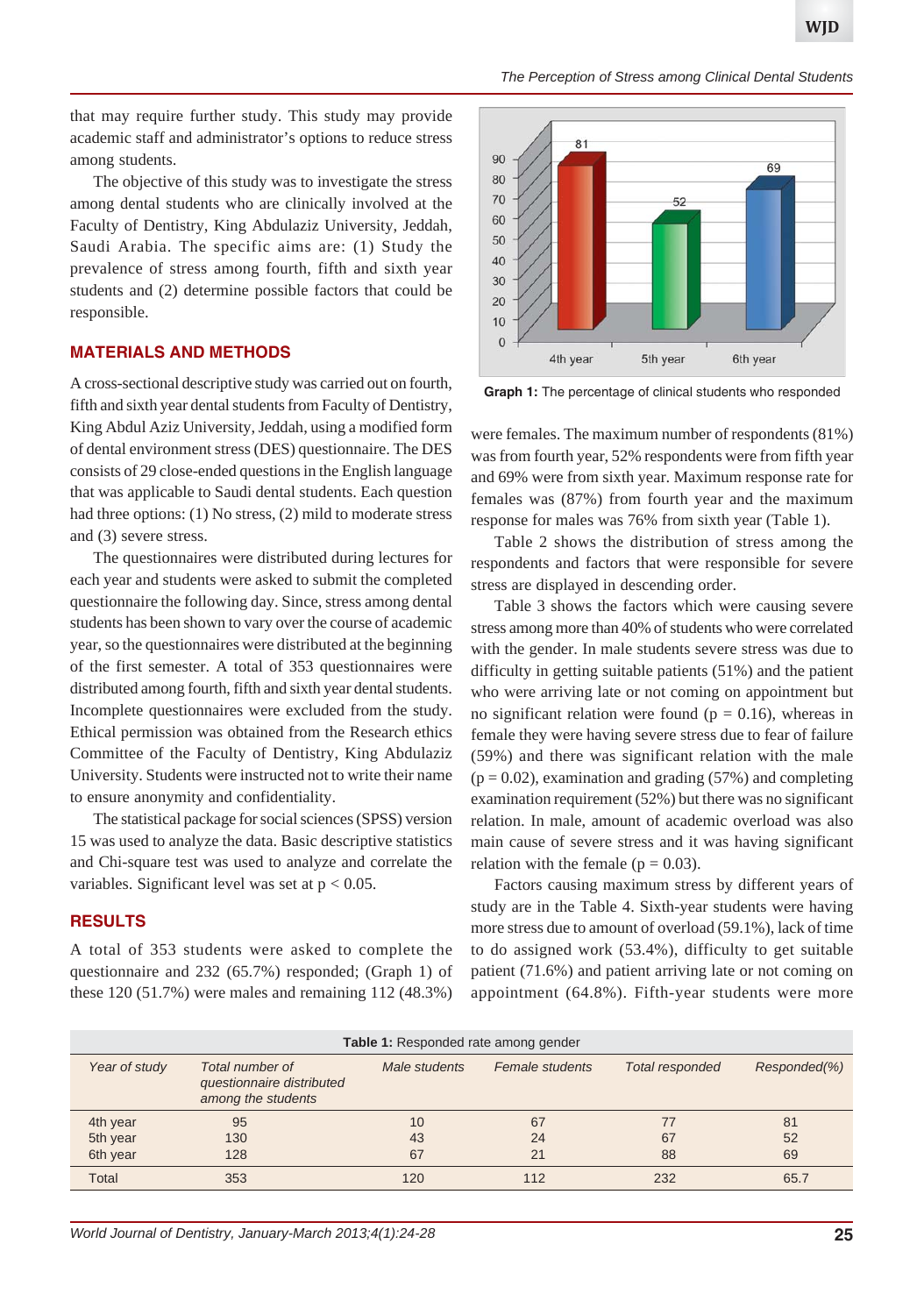that may require further study. This study may provide academic staff and administrator's options to reduce stress among students.

The objective of this study was to investigate the stress among dental students who are clinically involved at the Faculty of Dentistry, King Abdulaziz University, Jeddah, Saudi Arabia. The specific aims are: (1) Study the prevalence of stress among fourth, fifth and sixth year students and (2) determine possible factors that could be responsible.

## MATERIALS AND METHODS

A cross-sectional descriptive study was carried out on fourth, fifth and sixth year dental students from Faculty of Dentistry, King Abdul Aziz University, Jeddah, using a modified form of dental environment stress (DES) questionnaire. The DES consists of 29 close-ended questions in the English language that was applicable to Saudi dental students. Each question had three options: (1) No stress, (2) mild to moderate stress and (3) severe stress.

The questionnaires were distributed during lectures for each year and students were asked to submit the completed questionnaire the following day. Since, stress among dental students has been shown to vary over the course of academic year, so the questionnaires were distributed at the beginning of the first semester. A total of 353 questionnaires were distributed among fourth, fifth and sixth year dental students. Incomplete questionnaires were excluded from the study. Ethical permission was obtained from the Research ethics Committee of the Faculty of Dentistry, King Abdulaziz University. Students were instructed not to write their name to ensure anonymity and confidentiality.

The statistical package for social sciences (SPSS) version 15 was used to analyze the data. Basic descriptive statistics and Chi-square test was used to analyze and correlate the variables. Significant level was set at $p < 0.05$.

## RESULTS

A total of 353 students were asked to complete the questionnaire and 232 (65.7%) responded; (Graph 1) of these 120 (51.7%) were males and remaining 112 (48.3%) were females. The maximum number of respondents (81%) was from fourth year, 52% respondents were from fifth year and 69% were from sixth year. Maximum response rate for females was (87%) from fourth year and the maximum response for males was 76% from sixth year (Table 1).

| Year of study | Percentage responded |
|---|---|
| 4th year | 81 |
| 5th year | 52 |
| 6th year | 69 |

**Graph 1:** The percentage of clinical students who responded

Table 2 shows the distribution of stress among the respondents and factors that were responsible for severe stress are displayed in descending order.

Table 3 shows the factors which were causing severe stress among more than 40% of students who were correlated with the gender. In male students severe stress was due to difficulty in getting suitable patients (51%) and the patient who were arriving late or not coming on appointment but no significant relation were found ($p = 0.16$), whereas in female they were having severe stress due to fear of failure (59%) and there was significant relation with the male ($p = 0.02$), examination and grading (57%) and completing examination requirement (52%) but there was no significant relation. In male, amount of academic overload was also main cause of severe stress and it was having significant relation with the female ($p = 0.03$).

Factors causing maximum stress by different years of study are in the Table 4. Sixth-year students were having more stress due to amount of overload (59.1%), lack of time to do assigned work (53.4%), difficulty to get suitable patient (71.6%) and patient arriving late or not coming on appointment (64.8%). Fifth-year students were more

**Table 1:** Responded rate among gender

| *Year of study* | *Total number of questionnaire distributed among the students* | *Male students* | *Female students* | *Total responded* | *Responded(%)* |
|---|---|---|---|---|---|
| 4th year | 95 | 10 | 67 | 77 | 81 |
| 5th year | 130 | 43 | 24 | 67 | 52 |
| 6th year | 128 | 67 | 21 | 88 | 69 |
| Total | 353 | 120 | 112 | 232 | 65.7 |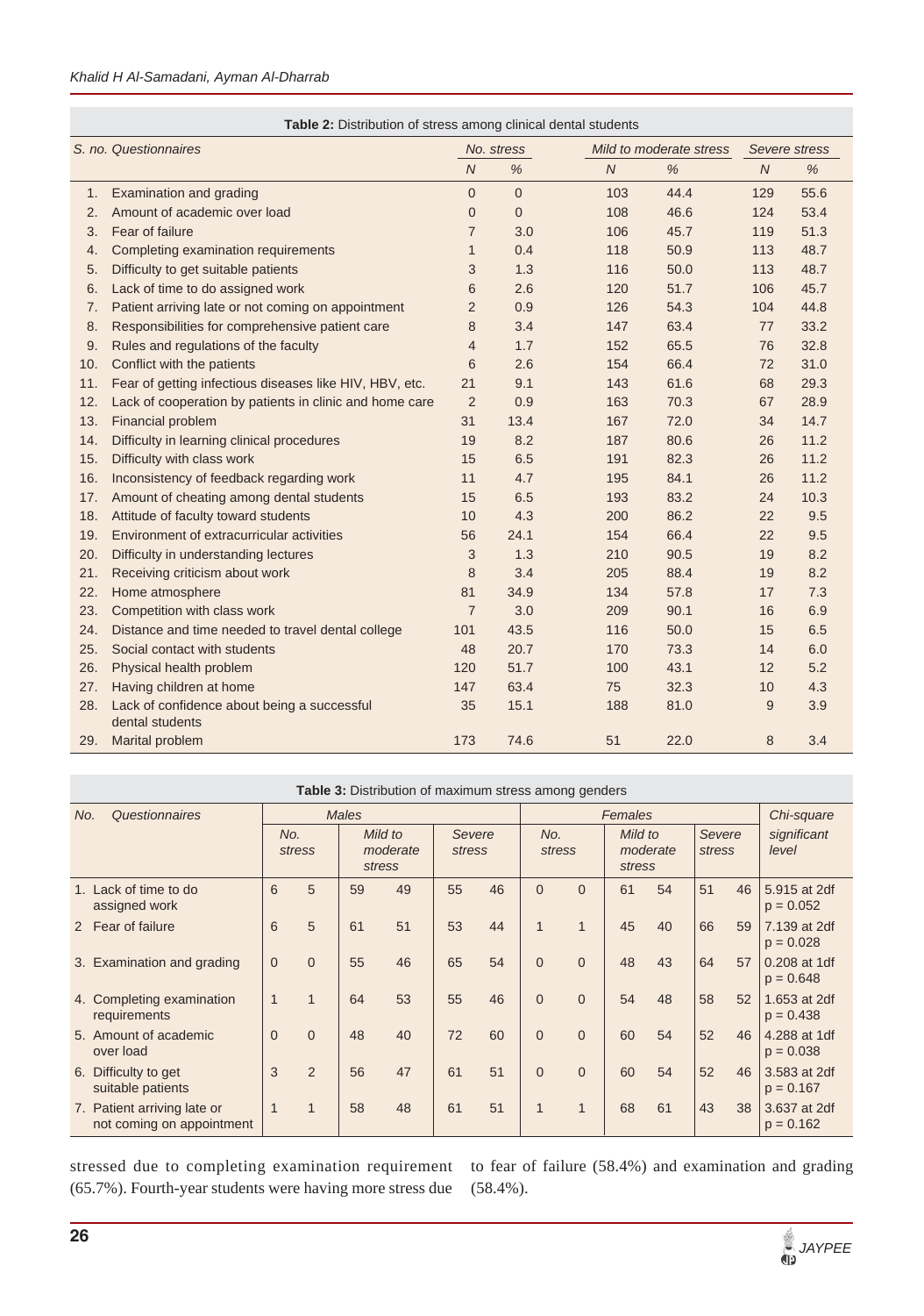**Table 2:** Distribution of stress among clinical dental students

| S. no. | Questionnaires | No. stress | | Mild to moderate stress | | Severe stress | |
|---|---|---|---|---|---|---|---|
| | | N | % | N | % | N | % |
| 1. | Examination and grading | 0 | 0 | 103 | 44.4 | 129 | 55.6 |
| 2. | Amount of academic over load | 0 | 0 | 108 | 46.6 | 124 | 53.4 |
| 3. | Fear of failure | 7 | 3.0 | 106 | 45.7 | 119 | 51.3 |
| 4. | Completing examination requirements | 1 | 0.4 | 118 | 50.9 | 113 | 48.7 |
| 5. | Difficulty to get suitable patients | 3 | 1.3 | 116 | 50.0 | 113 | 48.7 |
| 6. | Lack of time to do assigned work | 6 | 2.6 | 120 | 51.7 | 106 | 45.7 |
| 7. | Patient arriving late or not coming on appointment | 2 | 0.9 | 126 | 54.3 | 104 | 44.8 |
| 8. | Responsibilities for comprehensive patient care | 8 | 3.4 | 147 | 63.4 | 77 | 33.2 |
| 9. | Rules and regulations of the faculty | 4 | 1.7 | 152 | 65.5 | 76 | 32.8 |
| 10. | Conflict with the patients | 6 | 2.6 | 154 | 66.4 | 72 | 31.0 |
| 11. | Fear of getting infectious diseases like HIV, HBV, etc. | 21 | 9.1 | 143 | 61.6 | 68 | 29.3 |
| 12. | Lack of cooperation by patients in clinic and home care | 2 | 0.9 | 163 | 70.3 | 67 | 28.9 |
| 13. | Financial problem | 31 | 13.4 | 167 | 72.0 | 34 | 14.7 |
| 14. | Difficulty in learning clinical procedures | 19 | 8.2 | 187 | 80.6 | 26 | 11.2 |
| 15. | Difficulty with class work | 15 | 6.5 | 191 | 82.3 | 26 | 11.2 |
| 16. | Inconsistency of feedback regarding work | 11 | 4.7 | 195 | 84.1 | 26 | 11.2 |
| 17. | Amount of cheating among dental students | 15 | 6.5 | 193 | 83.2 | 24 | 10.3 |
| 18. | Attitude of faculty toward students | 10 | 4.3 | 200 | 86.2 | 22 | 9.5 |
| 19. | Environment of extracurricular activities | 56 | 24.1 | 154 | 66.4 | 22 | 9.5 |
| 20. | Difficulty in understanding lectures | 3 | 1.3 | 210 | 90.5 | 19 | 8.2 |
| 21. | Receiving criticism about work | 8 | 3.4 | 205 | 88.4 | 19 | 8.2 |
| 22. | Home atmosphere | 81 | 34.9 | 134 | 57.8 | 17 | 7.3 |
| 23. | Competition with class work | 7 | 3.0 | 209 | 90.1 | 16 | 6.9 |
| 24. | Distance and time needed to travel dental college | 101 | 43.5 | 116 | 50.0 | 15 | 6.5 |
| 25. | Social contact with students | 48 | 20.7 | 170 | 73.3 | 14 | 6.0 |
| 26. | Physical health problem | 120 | 51.7 | 100 | 43.1 | 12 | 5.2 |
| 27. | Having children at home | 147 | 63.4 | 75 | 32.3 | 10 | 4.3 |
| 28. | Lack of confidence about being a successful dental students | 35 | 15.1 | 188 | 81.0 | 9 | 3.9 |
| 29. | Marital problem | 173 | 74.6 | 51 | 22.0 | 8 | 3.4 |

**Table 3:** Distribution of maximum stress among genders

| No. | Questionnaires | Males | | | | | | Females | | | | | | Chi-square |
|---|---|---|---|---|---|---|---|---|---|---|---|---|---|---|
| | | No. stress | | Mild to moderate stress | | Severe stress | | No. stress | | Mild to moderate stress | | Severe stress | | significant level |
| 1. | Lack of time to do assigned work | 6 | 5 | 59 | 49 | 55 | 46 | 0 | 0 | 61 | 54 | 51 | 46 | 5.915 at 2df $p = 0.052$ |
| 2 | Fear of failure | 6 | 5 | 61 | 51 | 53 | 44 | 1 | 1 | 45 | 40 | 66 | 59 | 7.139 at 2df $p = 0.028$ |
| 3. | Examination and grading | 0 | 0 | 55 | 46 | 65 | 54 | 0 | 0 | 48 | 43 | 64 | 57 | 0.208 at 1df $p = 0.648$ |
| 4. | Completing examination requirements | 1 | 1 | 64 | 53 | 55 | 46 | 0 | 0 | 54 | 48 | 58 | 52 | 1.653 at 2df $p = 0.438$ |
| 5. | Amount of academic over load | 0 | 0 | 48 | 40 | 72 | 60 | 0 | 0 | 60 | 54 | 52 | 46 | 4.288 at 1df $p = 0.038$ |
| 6. | Difficulty to get suitable patients | 3 | 2 | 56 | 47 | 61 | 51 | 0 | 0 | 60 | 54 | 52 | 46 | 3.583 at 2df $p = 0.167$ |
| 7. | Patient arriving late or not coming on appointment | 1 | 1 | 58 | 48 | 61 | 51 | 1 | 1 | 68 | 61 | 43 | 38 | 3.637 at 2df $p = 0.162$ |

stressed due to completing examination requirement (65.7%). Fourth-year students were having more stress due to fear of failure (58.4%) and examination and grading (58.4%).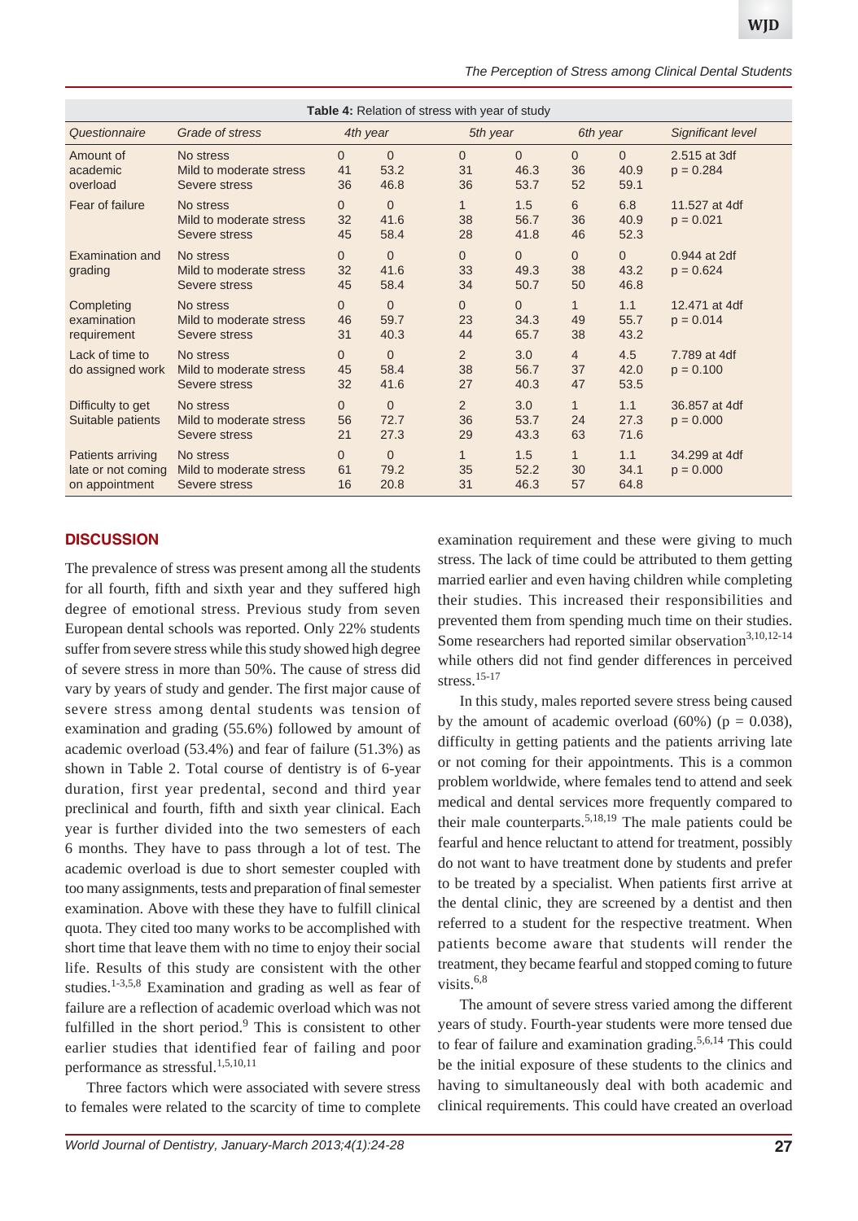**Table 4:** Relation of stress with year of study

| Questionnaire | Grade of stress | 4th year | | 5th year | | 6th year | | Significant level |
|---|---|---|---|---|---|---|---|---|
| Amount of academic overload | No stress | 0 | 0 | 0 | 0 | 0 | 0 | 2.515 at 3df |
| | Mild to moderate stress | 41 | 53.2 | 31 | 46.3 | 36 | 40.9 | p = 0.284 |
| | Severe stress | 36 | 46.8 | 36 | 53.7 | 52 | 59.1 | |
| Fear of failure | No stress | 0 | 0 | 1 | 1.5 | 6 | 6.8 | 11.527 at 4df |
| | Mild to moderate stress | 32 | 41.6 | 38 | 56.7 | 36 | 40.9 | p = 0.021 |
| | Severe stress | 45 | 58.4 | 28 | 41.8 | 46 | 52.3 | |
| Examination and grading | No stress | 0 | 0 | 0 | 0 | 0 | 0 | 0.944 at 2df |
| | Mild to moderate stress | 32 | 41.6 | 33 | 49.3 | 38 | 43.2 | p = 0.624 |
| | Severe stress | 45 | 58.4 | 34 | 50.7 | 50 | 46.8 | |
| Completing examination requirement | No stress | 0 | 0 | 0 | 0 | 1 | 1.1 | 12.471 at 4df |
| | Mild to moderate stress | 46 | 59.7 | 23 | 34.3 | 49 | 55.7 | p = 0.014 |
| | Severe stress | 31 | 40.3 | 44 | 65.7 | 38 | 43.2 | |
| Lack of time to do assigned work | No stress | 0 | 0 | 2 | 3.0 | 4 | 4.5 | 7.789 at 4df |
| | Mild to moderate stress | 45 | 58.4 | 38 | 56.7 | 37 | 42.0 | p = 0.100 |
| | Severe stress | 32 | 41.6 | 27 | 40.3 | 47 | 53.5 | |
| Difficulty to get Suitable patients | No stress | 0 | 0 | 2 | 3.0 | 1 | 1.1 | 36.857 at 4df |
| | Mild to moderate stress | 56 | 72.7 | 36 | 53.7 | 24 | 27.3 | p = 0.000 |
| | Severe stress | 21 | 27.3 | 29 | 43.3 | 63 | 71.6 | |
| Patients arriving late or not coming on appointment | No stress | 0 | 0 | 1 | 1.5 | 1 | 1.1 | 34.299 at 4df |
| | Mild to moderate stress | 61 | 79.2 | 35 | 52.2 | 30 | 34.1 | p = 0.000 |
| | Severe stress | 16 | 20.8 | 31 | 46.3 | 57 | 64.8 | |

## DISCUSSION

The prevalence of stress was present among all the students for all fourth, fifth and sixth year and they suffered high degree of emotional stress. Previous study from seven European dental schools was reported. Only 22% students suffer from severe stress while this study showed high degree of severe stress in more than 50%. The cause of stress did vary by years of study and gender. The first major cause of severe stress among dental students was tension of examination and grading (55.6%) followed by amount of academic overload (53.4%) and fear of failure (51.3%) as shown in Table 2. Total course of dentistry is of 6-year duration, first year predental, second and third year preclinical and fourth, fifth and sixth year clinical. Each year is further divided into the two semesters of each 6 months. They have to pass through a lot of test. The academic overload is due to short semester coupled with too many assignments, tests and preparation of final semester examination. Above with these they have to fulfill clinical quota. They cited too many works to be accomplished with short time that leave them with no time to enjoy their social life. Results of this study are consistent with the other studies.[1-3,5,8] Examination and grading as well as fear of failure are a reflection of academic overload which was not fulfilled in the short period.[9] This is consistent to other earlier studies that identified fear of failing and poor performance as stressful.[1,5,10,11]

Three factors which were associated with severe stress to females were related to the scarcity of time to complete examination requirement and these were giving to much stress. The lack of time could be attributed to them getting married earlier and even having children while completing their studies. This increased their responsibilities and prevented them from spending much time on their studies. Some researchers had reported similar observation[3,10,12-14] while others did not find gender differences in perceived stress.[15-17]

In this study, males reported severe stress being caused by the amount of academic overload (60%) (p = 0.038), difficulty in getting patients and the patients arriving late or not coming for their appointments. This is a common problem worldwide, where females tend to attend and seek medical and dental services more frequently compared to their male counterparts.[5,18,19] The male patients could be fearful and hence reluctant to attend for treatment, possibly do not want to have treatment done by students and prefer to be treated by a specialist. When patients first arrive at the dental clinic, they are screened by a dentist and then referred to a student for the respective treatment. When patients become aware that students will render the treatment, they became fearful and stopped coming to future visits.[6,8]

The amount of severe stress varied among the different years of study. Fourth-year students were more tensed due to fear of failure and examination grading.[5,6,14] This could be the initial exposure of these students to the clinics and having to simultaneously deal with both academic and clinical requirements. This could have created an overload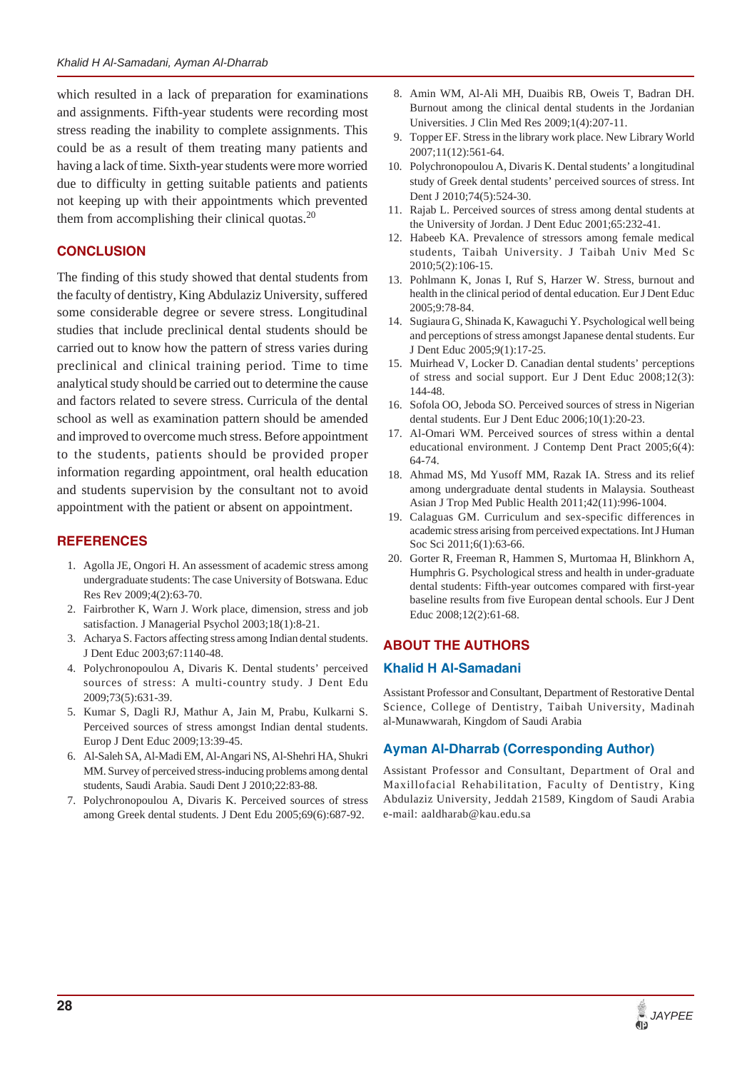which resulted in a lack of preparation for examinations and assignments. Fifth-year students were recording most stress reading the inability to complete assignments. This could be as a result of them treating many patients and having a lack of time. Sixth-year students were more worried due to difficulty in getting suitable patients and patients not keeping up with their appointments which prevented them from accomplishing their clinical quotas.[20]

## CONCLUSION

The finding of this study showed that dental students from the faculty of dentistry, King Abdulaziz University, suffered some considerable degree or severe stress. Longitudinal studies that include preclinical dental students should be carried out to know how the pattern of stress varies during preclinical and clinical training period. Time to time analytical study should be carried out to determine the cause and factors related to severe stress. Curricula of the dental school as well as examination pattern should be amended and improved to overcome much stress. Before appointment to the students, patients should be provided proper information regarding appointment, oral health education and students supervision by the consultant not to avoid appointment with the patient or absent on appointment.

## REFERENCES

1. Agolla JE, Ongori H. An assessment of academic stress among undergraduate students: The case University of Botswana. Educ Res Rev 2009;4(2):63-70.
2. Fairbrother K, Warn J. Work place, dimension, stress and job satisfaction. J Managerial Psychol 2003;18(1):8-21.
3. Acharya S. Factors affecting stress among Indian dental students. J Dent Educ 2003;67:1140-48.
4. Polychronopoulou A, Divaris K. Dental students' perceived sources of stress: A multi-country study. J Dent Edu 2009;73(5):631-39.
5. Kumar S, Dagli RJ, Mathur A, Jain M, Prabu, Kulkarni S. Perceived sources of stress amongst Indian dental students. Europ J Dent Educ 2009;13:39-45.
6. Al-Saleh SA, Al-Madi EM, Al-Angari NS, Al-Shehri HA, Shukri MM. Survey of perceived stress-inducing problems among dental students, Saudi Arabia. Saudi Dent J 2010;22:83-88.
7. Polychronopoulou A, Divaris K. Perceived sources of stress among Greek dental students. J Dent Edu 2005;69(6):687-92.
8. Amin WM, Al-Ali MH, Duaibis RB, Oweis T, Badran DH. Burnout among the clinical dental students in the Jordanian Universities. J Clin Med Res 2009;1(4):207-11.
9. Topper EF. Stress in the library work place. New Library World 2007;11(12):561-64.
10. Polychronopoulou A, Divaris K. Dental students' a longitudinal study of Greek dental students' perceived sources of stress. Int Dent J 2010;74(5):524-30.
11. Rajab L. Perceived sources of stress among dental students at the University of Jordan. J Dent Educ 2001;65:232-41.
12. Habeeb KA. Prevalence of stressors among female medical students, Taibah University. J Taibah Univ Med Sc 2010;5(2):106-15.
13. Pohlmann K, Jonas I, Ruf S, Harzer W. Stress, burnout and health in the clinical period of dental education. Eur J Dent Educ 2005;9:78-84.
14. Sugiaura G, Shinada K, Kawaguchi Y. Psychological well being and perceptions of stress amongst Japanese dental students. Eur J Dent Educ 2005;9(1):17-25.
15. Muirhead V, Locker D. Canadian dental students' perceptions of stress and social support. Eur J Dent Educ 2008;12(3): 144-48.
16. Sofola OO, Jeboda SO. Perceived sources of stress in Nigerian dental students. Eur J Dent Educ 2006;10(1):20-23.
17. Al-Omari WM. Perceived sources of stress within a dental educational environment. J Contemp Dent Pract 2005;6(4): 64-74.
18. Ahmad MS, Md Yusoff MM, Razak IA. Stress and its relief among undergraduate dental students in Malaysia. Southeast Asian J Trop Med Public Health 2011;42(11):996-1004.
19. Calaguas GM. Curriculum and sex-specific differences in academic stress arising from perceived expectations. Int J Human Soc Sci 2011;6(1):63-66.
20. Gorter R, Freeman R, Hammen S, Murtomaa H, Blinkhorn A, Humphris G. Psychological stress and health in under-graduate dental students: Fifth-year outcomes compared with first-year baseline results from five European dental schools. Eur J Dent Educ 2008;12(2):61-68.

## ABOUT THE AUTHORS

### Khalid H Al-Samadani

Assistant Professor and Consultant, Department of Restorative Dental Science, College of Dentistry, Taibah University, Madinah al-Munawwarah, Kingdom of Saudi Arabia

### Ayman Al-Dharrab (Corresponding Author)

Assistant Professor and Consultant, Department of Oral and Maxillofacial Rehabilitation, Faculty of Dentistry, King Abdulaziz University, Jeddah 21589, Kingdom of Saudi Arabia
e-mail: aaldharab@kau.edu.sa